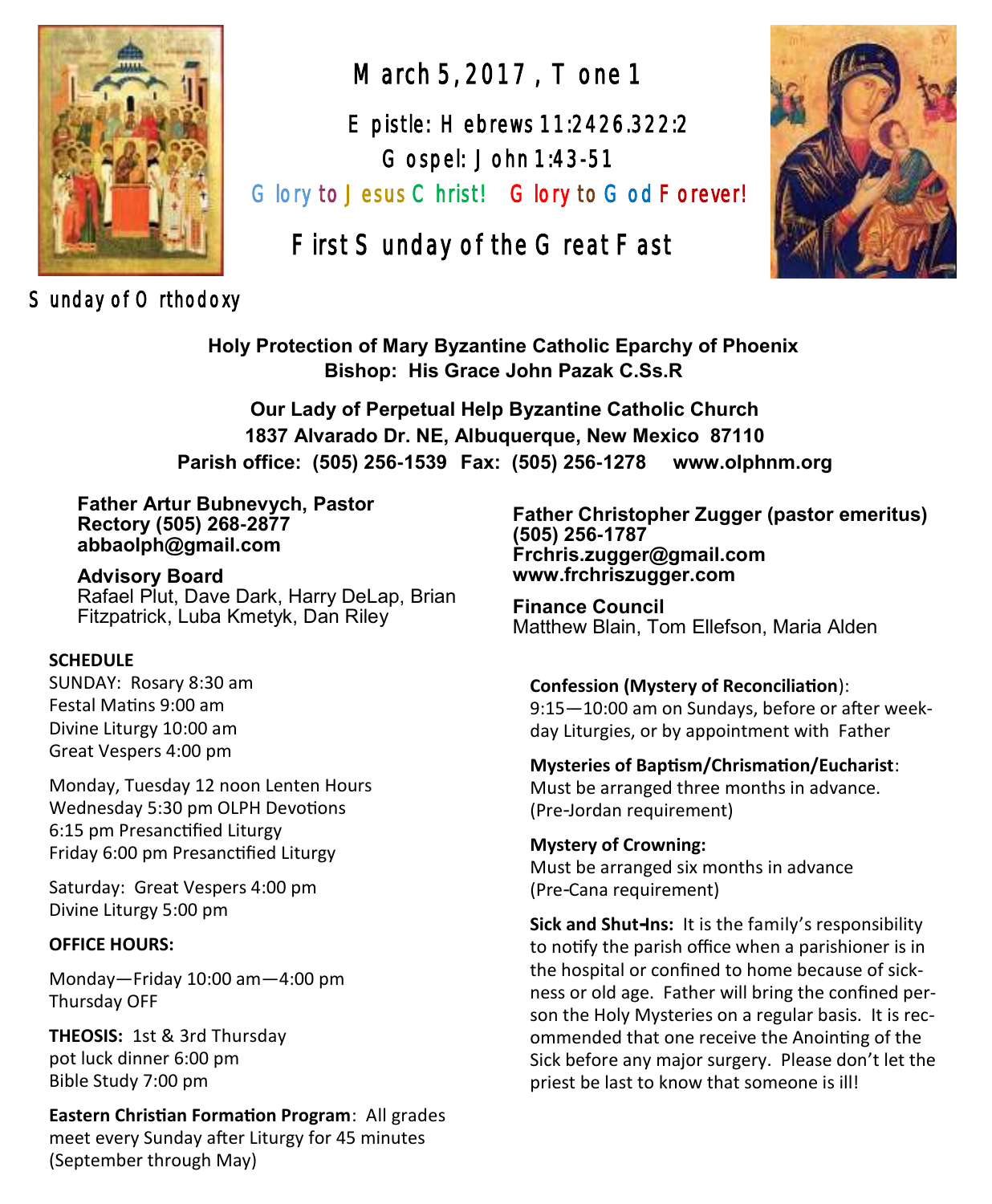# March 5, 2017, Tone 1

Epistle: Hebrews 11:2426.322:2

Gospel: John 1:43-51

Glory to Jesus Christ! Glory to God Forever!

## First Sunday of the Great Fast

Sunday of Orthodoxy

**Holy Protection of Mary Byzantine Catholic Eparchy of Phoenix**
**Bishop: His Grace John Pazak C.Ss.R**

**Our Lady of Perpetual Help Byzantine Catholic Church**
**1837 Alvarado Dr. NE, Albuquerque, New Mexico 87110**
**Parish office: (505) 256-1539 Fax: (505) 256-1278 www.olphnm.org**

**Father Artur Bubnevych, Pastor**
**Rectory (505) 268-2877**
**abbaolph@gmail.com**

**Advisory Board**
Rafael Plut, Dave Dark, Harry DeLap, Brian Fitzpatrick, Luba Kmetyk, Dan Riley

**SCHEDULE**

SUNDAY: Rosary 8:30 am
Festal Matins 9:00 am
Divine Liturgy 10:00 am
Great Vespers 4:00 pm

Monday, Tuesday 12 noon Lenten Hours
Wednesday 5:30 pm OLPH Devotions
6:15 pm Presanctified Liturgy
Friday 6:00 pm Presanctified Liturgy

Saturday: Great Vespers 4:00 pm
Divine Liturgy 5:00 pm

**OFFICE HOURS:**

Monday—Friday 10:00 am—4:00 pm
Thursday OFF

**THEOSIS:** 1st & 3rd Thursday
pot luck dinner 6:00 pm
Bible Study 7:00 pm

**Eastern Christian Formation Program**: All grades meet every Sunday after Liturgy for 45 minutes (September through May)

**Father Christopher Zugger (pastor emeritus)**
**(505) 256-1787**
**Frchris.zugger@gmail.com**
**www.frchriszugger.com**

**Finance Council**
Matthew Blain, Tom Ellefson, Maria Alden

**Confession (Mystery of Reconciliation)**:
9:15—10:00 am on Sundays, before or after weekday Liturgies, or by appointment with Father

**Mysteries of Baptism/Chrismation/Eucharist**:
Must be arranged three months in advance. (Pre-Jordan requirement)

**Mystery of Crowning:**
Must be arranged six months in advance (Pre-Cana requirement)

**Sick and Shut-Ins:** It is the family's responsibility to notify the parish office when a parishioner is in the hospital or confined to home because of sickness or old age. Father will bring the confined person the Holy Mysteries on a regular basis. It is recommended that one receive the Anointing of the Sick before any major surgery. Please don't let the priest be last to know that someone is ill!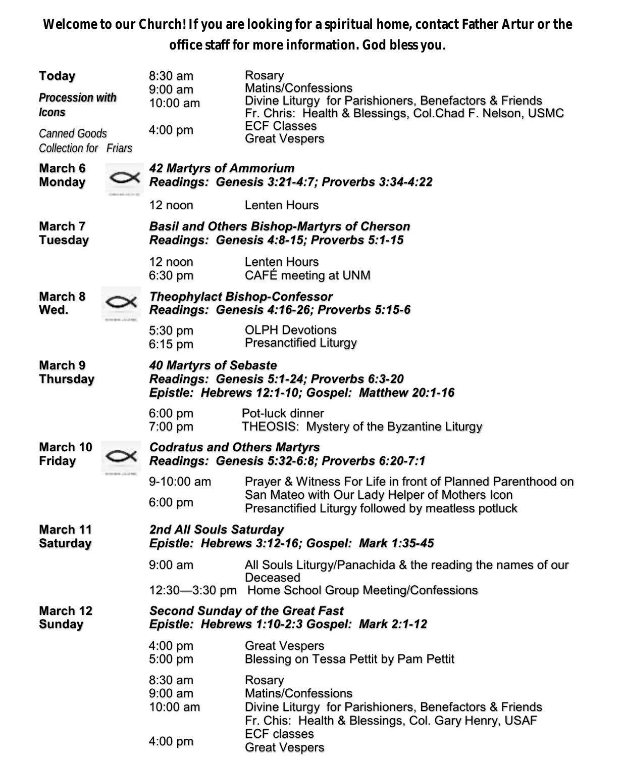**Welcome to our Church! If you are looking for a spiritual home, contact Father Artur or the office staff for more information. God bless you.**

**Today**

***Procession with Icons***

*Canned Goods Collection for Friars*

| | |
|---|---|
| 8:30 am | Rosary |
| 9:00 am | Matins/Confessions |
| 10:00 am | Divine Liturgy for Parishioners, Benefactors & Friends |
| | Fr. Chris: Health & Blessings, Col.Chad F. Nelson, USMC |
| | ECF Classes |
| 4:00 pm | Great Vespers |

**March 6 Monday**

***42 Martyrs of Ammorium***
***Readings: Genesis 3:21-4:7; Proverbs 3:34-4:22***

| | |
|---|---|
| 12 noon | Lenten Hours |

**March 7 Tuesday**

***Basil and Others Bishop-Martyrs of Cherson***
***Readings: Genesis 4:8-15; Proverbs 5:1-15***

| | |
|---|---|
| 12 noon | Lenten Hours |
| 6:30 pm | CAFÉ meeting at UNM |

**March 8 Wed.**

***Theophylact Bishop-Confessor***
***Readings: Genesis 4:16-26; Proverbs 5:15-6***

| | |
|---|---|
| 5:30 pm | OLPH Devotions |
| 6:15 pm | Presanctified Liturgy |

**March 9 Thursday**

***40 Martyrs of Sebaste***
***Readings: Genesis 5:1-24; Proverbs 6:3-20***
***Epistle: Hebrews 12:1-10; Gospel: Matthew 20:1-16***

| | |
|---|---|
| 6:00 pm | Pot-luck dinner |
| 7:00 pm | THEOSIS: Mystery of the Byzantine Liturgy |

**March 10 Friday**

***Codratus and Others Martyrs***
***Readings: Genesis 5:32-6:8; Proverbs 6:20-7:1***

| | |
|---|---|
| 9-10:00 am | Prayer & Witness For Life in front of Planned Parenthood on San Mateo with Our Lady Helper of Mothers Icon |
| 6:00 pm | Presanctified Liturgy followed by meatless potluck |

**March 11 Saturday**

***2nd All Souls Saturday***
***Epistle: Hebrews 3:12-16; Gospel: Mark 1:35-45***

| | |
|---|---|
| 9:00 am | All Souls Liturgy/Panachida & the reading the names of our Deceased |
| 12:30—3:30 pm | Home School Group Meeting/Confessions |

**March 12 Sunday**

***Second Sunday of the Great Fast***
***Epistle: Hebrews 1:10-2:3 Gospel: Mark 2:1-12***

| | |
|---|---|
| 4:00 pm | Great Vespers |
| 5:00 pm | Blessing on Tessa Pettit by Pam Pettit |

| | |
|---|---|
| 8:30 am | Rosary |
| 9:00 am | Matins/Confessions |
| 10:00 am | Divine Liturgy for Parishioners, Benefactors & Friends |
| | Fr. Chis: Health & Blessings, Col. Gary Henry, USAF |
| | ECF classes |
| 4:00 pm | Great Vespers |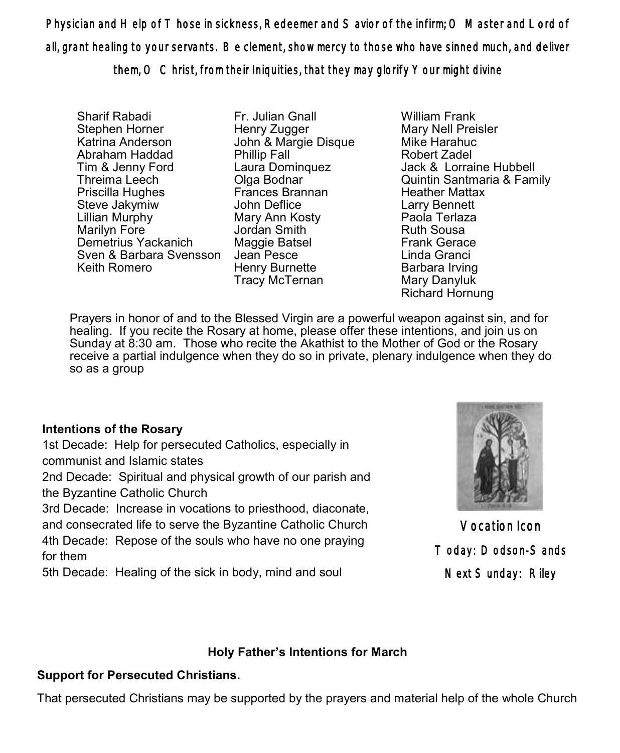**Physician and Help of Those in sickness, Redeemer and Savior of the infirm; O Master and Lord of all, grant healing to your servants. Be clement, show mercy to those who have sinned much, and deliver them, O Christ, from their Iniquities, that they may glorify Your might divine**

Sharif Rabadi
Stephen Horner
Katrina Anderson
Abraham Haddad
Tim & Jenny Ford
Threima Leech
Priscilla Hughes
Steve Jakymiw
Lillian Murphy
Marilyn Fore
Demetrius Yackanich
Sven & Barbara Svensson
Keith Romero

Fr. Julian Gnall
Henry Zugger
John & Margie Disque
Phillip Fall
Laura Dominquez
Olga Bodnar
Frances Brannan
John Deflice
Mary Ann Kosty
Jordan Smith
Maggie Batsel
Jean Pesce
Henry Burnette
Tracy McTernan

William Frank
Mary Nell Preisler
Mike Harahuc
Robert Zadel
Jack & Lorraine Hubbell
Quintin Santmaria & Family
Heather Mattax
Larry Bennett
Paola Terlaza
Ruth Sousa
Frank Gerace
Linda Granci
Barbara Irving
Mary Danyluk
Richard Hornung

Prayers in honor of and to the Blessed Virgin are a powerful weapon against sin, and for healing. If you recite the Rosary at home, please offer these intentions, and join us on Sunday at 8:30 am. Those who recite the Akathist to the Mother of God or the Rosary receive a partial indulgence when they do so in private, plenary indulgence when they do so as a group

**Intentions of the Rosary**

1st Decade: Help for persecuted Catholics, especially in communist and Islamic states
2nd Decade: Spiritual and physical growth of our parish and the Byzantine Catholic Church
3rd Decade: Increase in vocations to priesthood, diaconate, and consecrated life to serve the Byzantine Catholic Church
4th Decade: Repose of the souls who have no one praying for them
5th Decade: Healing of the sick in body, mind and soul

Vocation Icon
Today: Dodson-Sands
Next Sunday: Riley

**Holy Father's Intentions for March**

**Support for Persecuted Christians.**

That persecuted Christians may be supported by the prayers and material help of the whole Church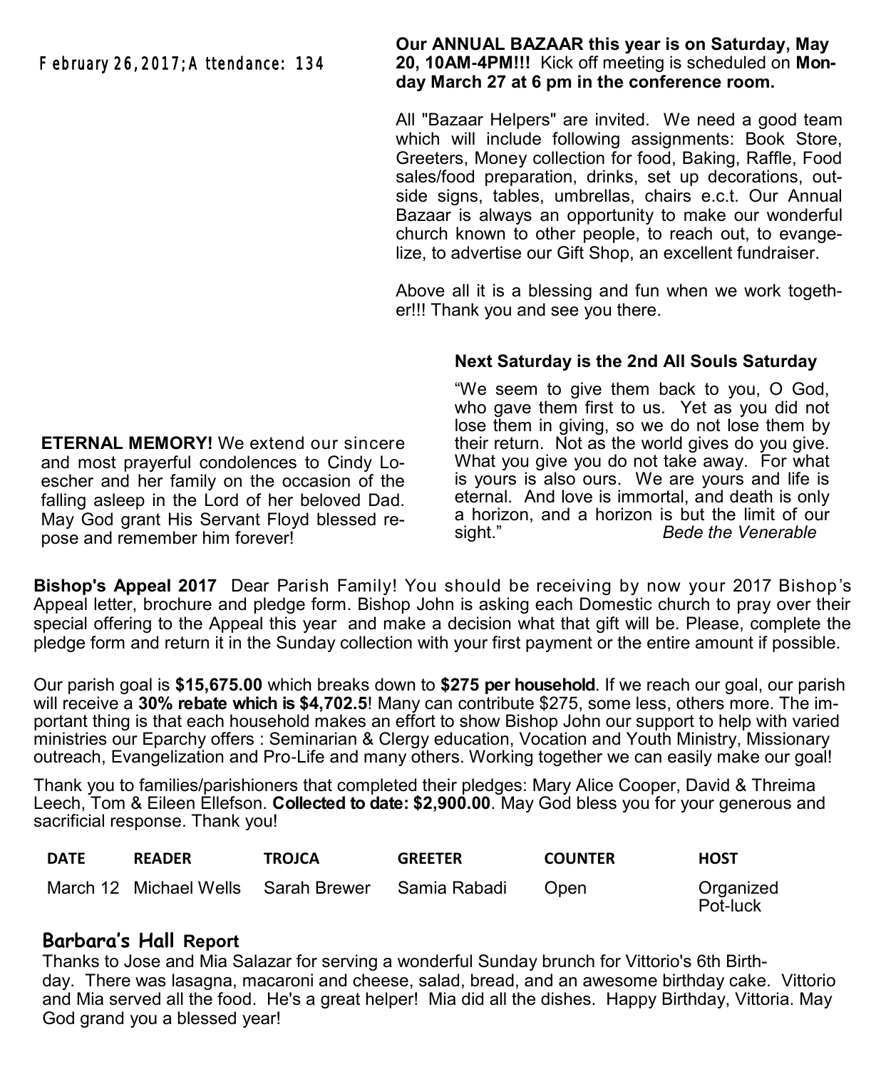February 26, 2017; Attendance: 134

**Our ANNUAL BAZAAR this year is on Saturday, May 20, 10AM-4PM!!!** Kick off meeting is scheduled on **Monday March 27 at 6 pm in the conference room.**

All "Bazaar Helpers" are invited. We need a good team which will include following assignments: Book Store, Greeters, Money collection for food, Baking, Raffle, Food sales/food preparation, drinks, set up decorations, outside signs, tables, umbrellas, chairs e.c.t. Our Annual Bazaar is always an opportunity to make our wonderful church known to other people, to reach out, to evangelize, to advertise our Gift Shop, an excellent fundraiser.

Above all it is a blessing and fun when we work together!!! Thank you and see you there.

**Next Saturday is the 2nd All Souls Saturday**

"We seem to give them back to you, O God, who gave them first to us. Yet as you did not lose them in giving, so we do not lose them by their return. Not as the world gives do you give. What you give you do not take away. For what is yours is also ours. We are yours and life is eternal. And love is immortal, and death is only a horizon, and a horizon is but the limit of our sight." *Bede the Venerable*

**ETERNAL MEMORY!** We extend our sincere and most prayerful condolences to Cindy Loescher and her family on the occasion of the falling asleep in the Lord of her beloved Dad. May God grant His Servant Floyd blessed repose and remember him forever!

**Bishop's Appeal 2017** Dear Parish Family! You should be receiving by now your 2017 Bishop's Appeal letter, brochure and pledge form. Bishop John is asking each Domestic church to pray over their special offering to the Appeal this year and make a decision what that gift will be. Please, complete the pledge form and return it in the Sunday collection with your first payment or the entire amount if possible.

Our parish goal is **$15,675.00** which breaks down to **$275 per household**. If we reach our goal, our parish will receive a **30% rebate which is $4,702.5**! Many can contribute $275, some less, others more. The important thing is that each household makes an effort to show Bishop John our support to help with varied ministries our Eparchy offers : Seminarian & Clergy education, Vocation and Youth Ministry, Missionary outreach, Evangelization and Pro-Life and many others. Working together we can easily make our goal!

Thank you to families/parishioners that completed their pledges: Mary Alice Cooper, David & Threima Leech, Tom & Eileen Ellefson. **Collected to date: $2,900.00**. May God bless you for your generous and sacrificial response. Thank you!

| DATE | READER | TROJCA | GREETER | COUNTER | HOST |
|---|---|---|---|---|---|
| March 12 | Michael Wells | Sarah Brewer | Samia Rabadi | Open | Organized Pot-luck |

## Barbara's Hall Report

Thanks to Jose and Mia Salazar for serving a wonderful Sunday brunch for Vittorio's 6th Birthday. There was lasagna, macaroni and cheese, salad, bread, and an awesome birthday cake. Vittorio and Mia served all the food. He's a great helper! Mia did all the dishes. Happy Birthday, Vittoria. May God grand you a blessed year!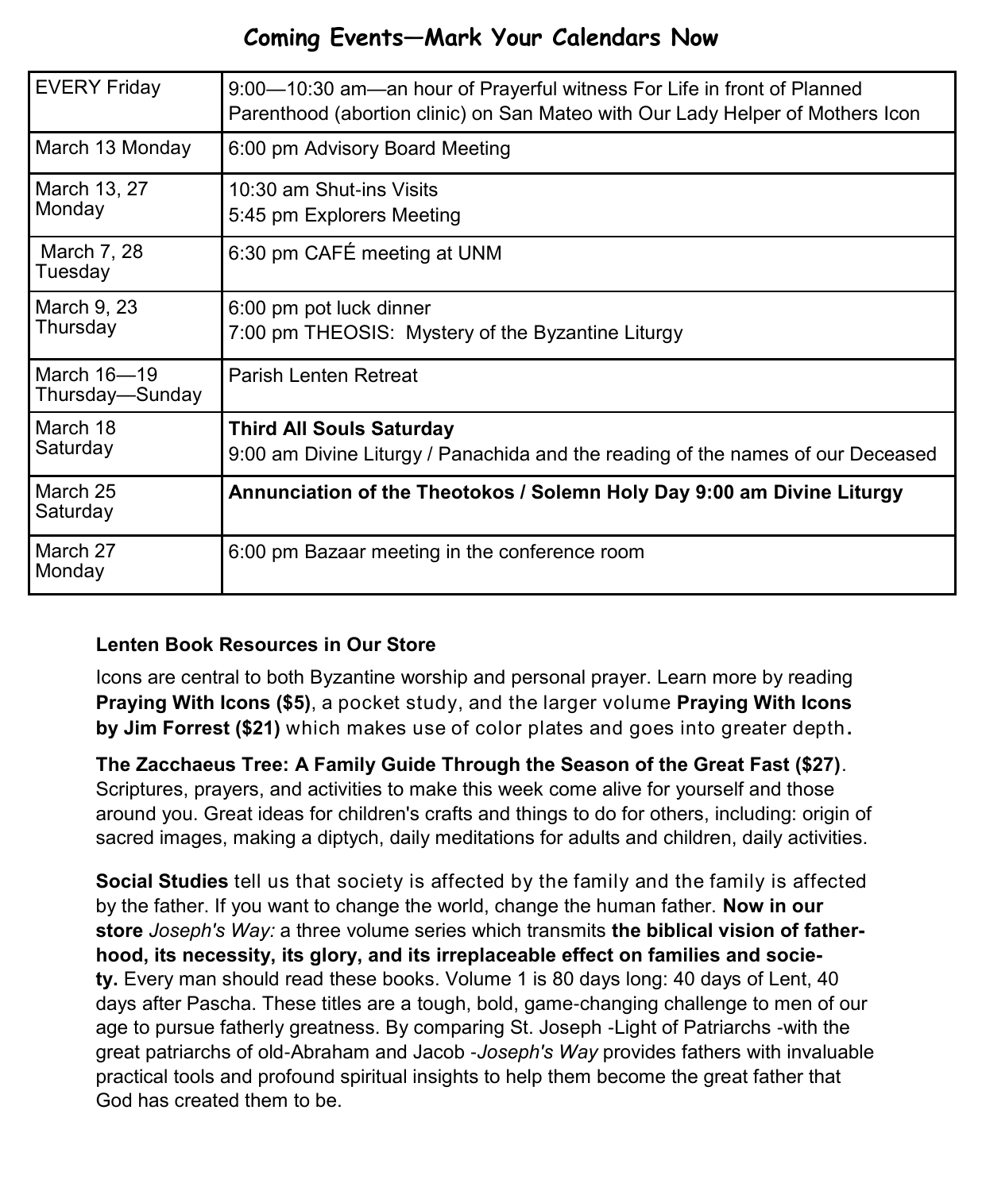## Coming Events—Mark Your Calendars Now

| | |
|---|---|
| EVERY Friday | 9:00—10:30 am—an hour of Prayerful witness For Life in front of Planned Parenthood (abortion clinic) on San Mateo with Our Lady Helper of Mothers Icon |
| March 13 Monday | 6:00 pm Advisory Board Meeting |
| March 13, 27 Monday | 10:30 am Shut-ins Visits<br>5:45 pm Explorers Meeting |
| March 7, 28 Tuesday | 6:30 pm CAFÉ meeting at UNM |
| March 9, 23 Thursday | 6:00 pm pot luck dinner<br>7:00 pm THEOSIS: Mystery of the Byzantine Liturgy |
| March 16—19 Thursday—Sunday | Parish Lenten Retreat |
| March 18 Saturday | **Third All Souls Saturday**<br>9:00 am Divine Liturgy / Panachida and the reading of the names of our Deceased |
| March 25 Saturday | **Annunciation of the Theotokos / Solemn Holy Day 9:00 am Divine Liturgy** |
| March 27 Monday | 6:00 pm Bazaar meeting in the conference room |

**Lenten Book Resources in Our Store**

Icons are central to both Byzantine worship and personal prayer. Learn more by reading **Praying With Icons ($5)**, a pocket study, and the larger volume **Praying With Icons by Jim Forrest ($21)** which makes use of color plates and goes into greater depth**.**

**The Zacchaeus Tree: A Family Guide Through the Season of the Great Fast ($27)**. Scriptures, prayers, and activities to make this week come alive for yourself and those around you. Great ideas for children's crafts and things to do for others, including: origin of sacred images, making a diptych, daily meditations for adults and children, daily activities.

**Social Studies** tell us that society is affected by the family and the family is affected by the father. If you want to change the world, change the human father. **Now in our store** *Joseph's Way:* a three volume series which transmits **the biblical vision of fatherhood, its necessity, its glory, and its irreplaceable effect on families and society.** Every man should read these books. Volume 1 is 80 days long: 40 days of Lent, 40 days after Pascha. These titles are a tough, bold, game-changing challenge to men of our age to pursue fatherly greatness. By comparing St. Joseph -Light of Patriarchs -with the great patriarchs of old-Abraham and Jacob -*Joseph's Way* provides fathers with invaluable practical tools and profound spiritual insights to help them become the great father that God has created them to be.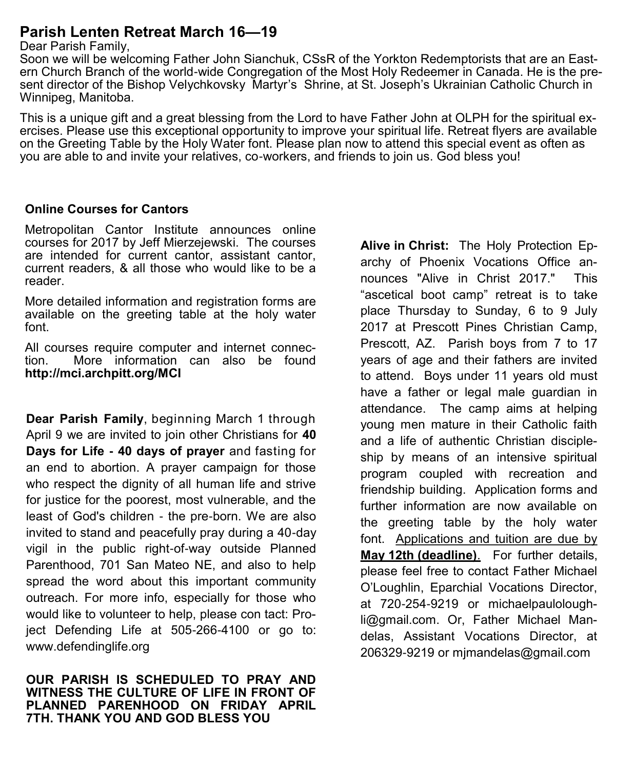## Parish Lenten Retreat March 16—19

Dear Parish Family,

Soon we will be welcoming Father John Sianchuk, CSsR of the Yorkton Redemptorists that are an Eastern Church Branch of the world-wide Congregation of the Most Holy Redeemer in Canada. He is the present director of the Bishop Velychkovsky Martyr's Shrine, at St. Joseph's Ukrainian Catholic Church in Winnipeg, Manitoba.

This is a unique gift and a great blessing from the Lord to have Father John at OLPH for the spiritual exercises. Please use this exceptional opportunity to improve your spiritual life. Retreat flyers are available on the Greeting Table by the Holy Water font. Please plan now to attend this special event as often as you are able to and invite your relatives, co-workers, and friends to join us. God bless you!

### Online Courses for Cantors

Metropolitan Cantor Institute announces online courses for 2017 by Jeff Mierzejewski. The courses are intended for current cantor, assistant cantor, current readers, & all those who would like to be a reader.

More detailed information and registration forms are available on the greeting table at the holy water font.

All courses require computer and internet connection. More information can also be found **http://mci.archpitt.org/MCI**

**Dear Parish Family**, beginning March 1 through April 9 we are invited to join other Christians for **40 Days for Life - 40 days of prayer** and fasting for an end to abortion. A prayer campaign for those who respect the dignity of all human life and strive for justice for the poorest, most vulnerable, and the least of God's children - the pre-born. We are also invited to stand and peacefully pray during a 40-day vigil in the public right-of-way outside Planned Parenthood, 701 San Mateo NE, and also to help spread the word about this important community outreach. For more info, especially for those who would like to volunteer to help, please con tact: Project Defending Life at 505-266-4100 or go to: www.defendinglife.org

**OUR PARISH IS SCHEDULED TO PRAY AND WITNESS THE CULTURE OF LIFE IN FRONT OF PLANNED PARENHOOD ON FRIDAY APRIL 7TH. THANK YOU AND GOD BLESS YOU**

**Alive in Christ:** The Holy Protection Eparchy of Phoenix Vocations Office announces "Alive in Christ 2017." This "ascetical boot camp" retreat is to take place Thursday to Sunday, 6 to 9 July 2017 at Prescott Pines Christian Camp, Prescott, AZ. Parish boys from 7 to 17 years of age and their fathers are invited to attend. Boys under 11 years old must have a father or legal male guardian in attendance. The camp aims at helping young men mature in their Catholic faith and a life of authentic Christian discipleship by means of an intensive spiritual program coupled with recreation and friendship building. Application forms and further information are now available on the greeting table by the holy water font. Applications and tuition are due by **May 12th (deadline)**. For further details, please feel free to contact Father Michael O'Loughlin, Eparchial Vocations Director, at 720-254-9219 or michaelpauloloughli@gmail.com. Or, Father Michael Mandelas, Assistant Vocations Director, at 206329-9219 or mjmandelas@gmail.com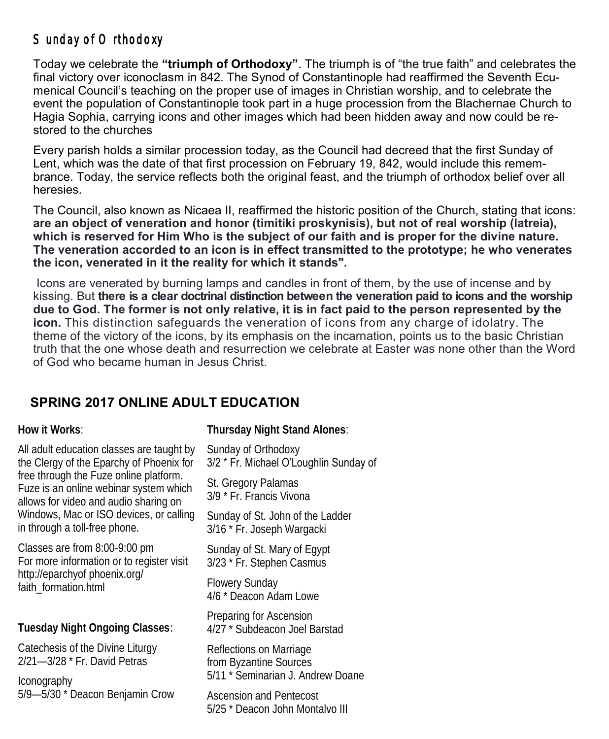## Sunday of Orthodoxy

Today we celebrate the **"triumph of Orthodoxy"**. The triumph is of "the true faith" and celebrates the final victory over iconoclasm in 842. The Synod of Constantinople had reaffirmed the Seventh Ecumenical Council's teaching on the proper use of images in Christian worship, and to celebrate the event the population of Constantinople took part in a huge procession from the Blachernae Church to Hagia Sophia, carrying icons and other images which had been hidden away and now could be restored to the churches

Every parish holds a similar procession today, as the Council had decreed that the first Sunday of Lent, which was the date of that first procession on February 19, 842, would include this remembrance. Today, the service reflects both the original feast, and the triumph of orthodox belief over all heresies.

The Council, also known as Nicaea II, reaffirmed the historic position of the Church, stating that icons: **are an object of veneration and honor (timitiki proskynisis), but not of real worship (latreia), which is reserved for Him Who is the subject of our faith and is proper for the divine nature. The veneration accorded to an icon is in effect transmitted to the prototype; he who venerates the icon, venerated in it the reality for which it stands".**

Icons are venerated by burning lamps and candles in front of them, by the use of incense and by kissing. But **there is a clear doctrinal distinction between the veneration paid to icons and the worship due to God. The former is not only relative, it is in fact paid to the person represented by the icon.** This distinction safeguards the veneration of icons from any charge of idolatry. The theme of the victory of the icons, by its emphasis on the incarnation, points us to the basic Christian truth that the one whose death and resurrection we celebrate at Easter was none other than the Word of God who became human in Jesus Christ.

## SPRING 2017 ONLINE ADULT EDUCATION

**How it Works**:

All adult education classes are taught by the Clergy of the Eparchy of Phoenix for free through the Fuze online platform. Fuze is an online webinar system which allows for video and audio sharing on Windows, Mac or ISO devices, or calling in through a toll-free phone.

Classes are from 8:00-9:00 pm
For more information or to register visit http://eparchyof phoenix.org/faith_formation.html

**Tuesday Night Ongoing Classes**:

Catechesis of the Divine Liturgy
2/21—3/28 * Fr. David Petras

Iconography
5/9—5/30 * Deacon Benjamin Crow

**Thursday Night Stand Alones**:

Sunday of Orthodoxy
3/2 * Fr. Michael O'Loughlin Sunday of

St. Gregory Palamas
3/9 * Fr. Francis Vivona

Sunday of St. John of the Ladder
3/16 * Fr. Joseph Wargacki

Sunday of St. Mary of Egypt
3/23 * Fr. Stephen Casmus

Flowery Sunday
4/6 * Deacon Adam Lowe

Preparing for Ascension
4/27 * Subdeacon Joel Barstad

Reflections on Marriage from Byzantine Sources
5/11 * Seminarian J. Andrew Doane

Ascension and Pentecost
5/25 * Deacon John Montalvo III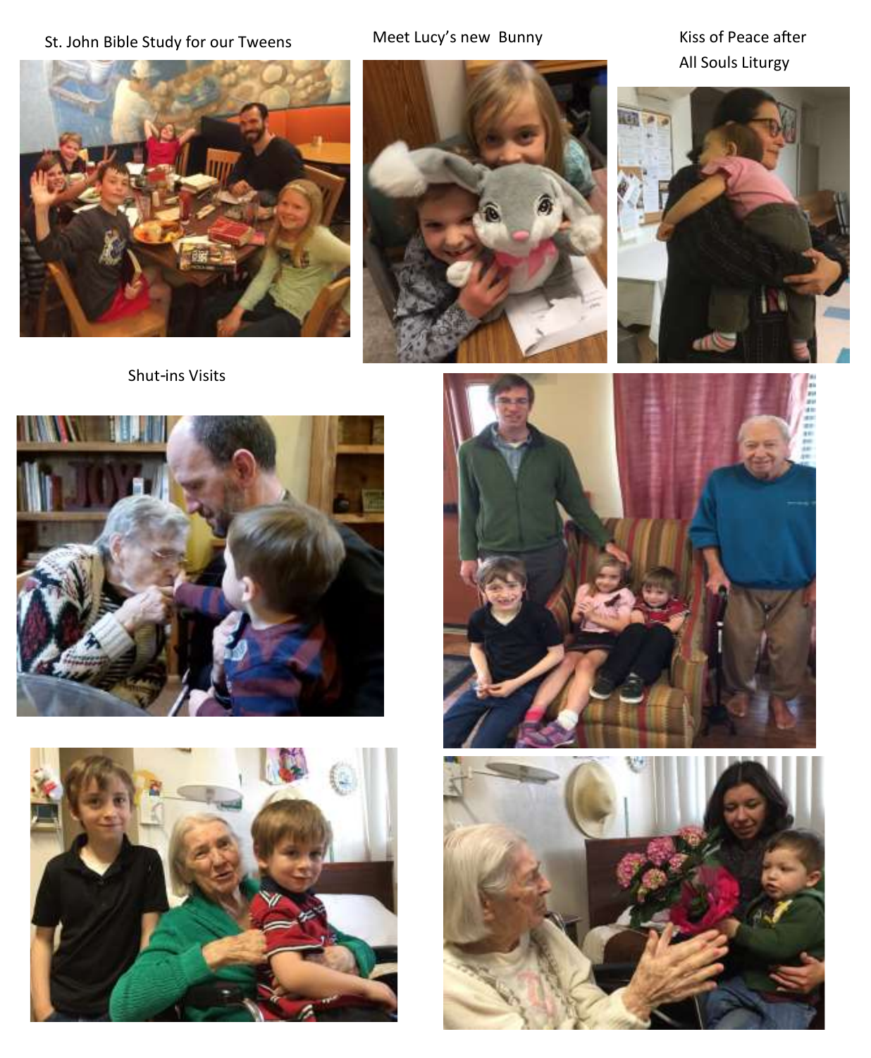St. John Bible Study for our Tweens

Meet Lucy's new Bunny

Kiss of Peace after All Souls Liturgy

Shut-ins Visits